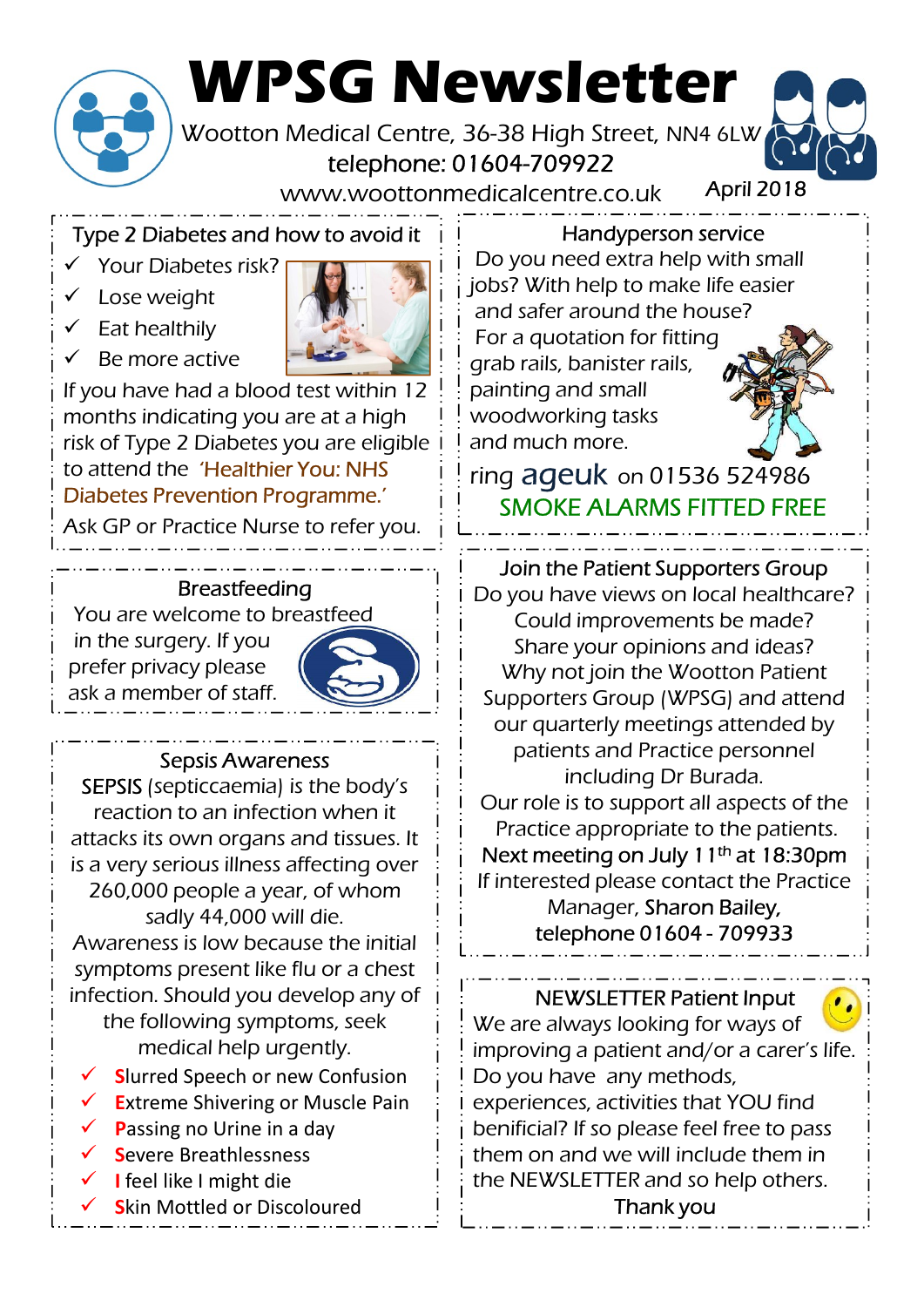# WPSG Newsletter

Wootton Medical Centre, 36-38 High Street, NN4 6LW

telephone: 01604-709922

www.woottonmedicalcentre.co.uk

April 2018

## Type 2 Diabetes and how to avoid it

- ✓ Your Diabetes risk?
- ✓ Lose weight
- ✓ Eat healthily
- ✓ Be more active

If you have had a blood test within 12 months indicating you are at a high risk of Type 2 Diabetes you are eligible to attend the *'Healthier You: NHS Diabetes Prevention Programme.'*

Ask GP or Practice Nurse to refer you.

## Breastfeeding

You are welcome to breastfeed in the surgery. If you prefer privacy please ask a member of staff.

## Sepsis Awareness

SEPSIS (septiccaemia) is the body's reaction to an infection when it attacks its own organs and tissues. It is a very serious illness affecting over 260,000 people a year, of whom sadly 44,000 will die.

Awareness is low because the initial symptoms present like flu or a chest infection. Should you develop any of the following symptoms, seek medical help urgently.

- ✓ **S**lurred Speech or new Confusion
- ✓ **E**xtreme Shivering or Muscle Pain
- ✓ **P**assing no Urine in a day
- ✓ **S**evere Breathlessness
- ✓ **I** feel like I might die
- ✓ **S**kin Mottled or Discoloured

## Handyperson service

Do you need extra help with small jobs? With help to make life easier and safer around the house?

For a quotation for fitting grab rails, banister rails, painting and small woodworking tasks and much more.

ring **ageuk** on 01536 524986

**SMOKE ALARMS FITTED FREE**

## Join the Patient Supporters Group

Do you have views on local healthcare? Could improvements be made? Share your opinions and ideas? Why not join the Wootton Patient Supporters Group (WPSG) and attend our quarterly meetings attended by patients and Practice personnel including Dr Burada.

Our role is to support all aspects of the Practice appropriate to the patients.

**Next meeting on July 11th at 18:30pm**

If interested please contact the Practice Manager, **Sharon Bailey, telephone 01604 - 709933**

## NEWSLETTER Patient Input

We are always looking for ways of improving a patient and/or a carer's life. Do you have any methods, experiences, activities that YOU find benificial? If so please feel free to pass them on and we will include them in the NEWSLETTER and so help others.

Thank you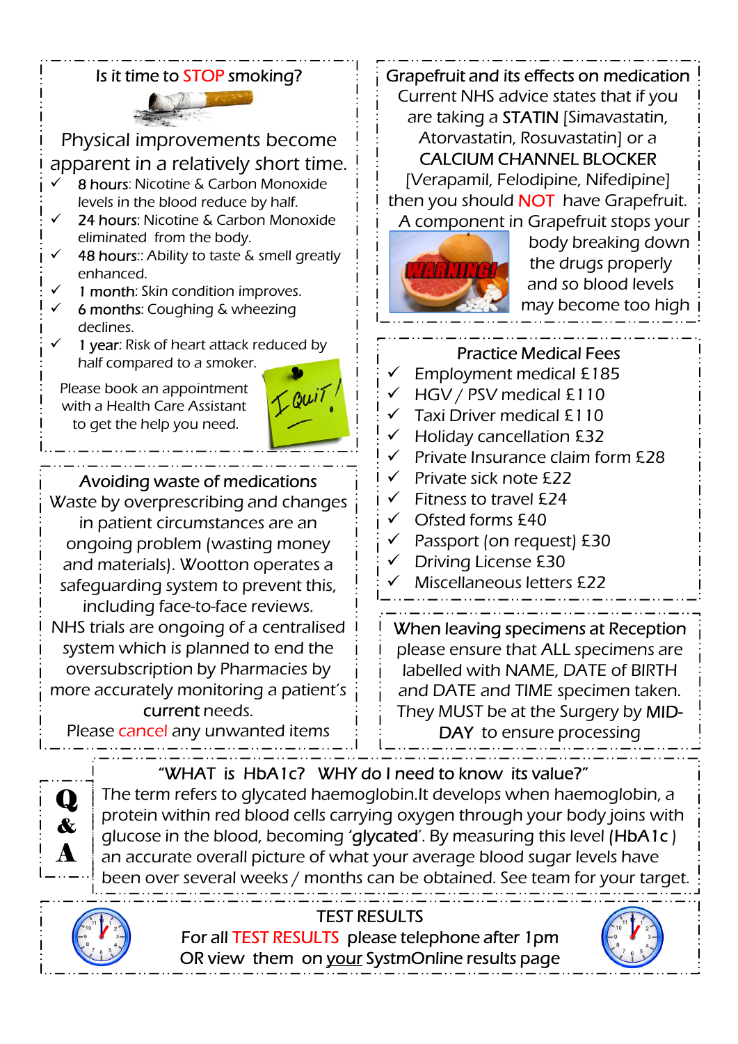## Is it time to STOP smoking?

Physical improvements become apparent in a relatively short time.

- ✓ **8 hours**: Nicotine & Carbon Monoxide levels in the blood reduce by half.
- ✓ **24 hours**: Nicotine & Carbon Monoxide eliminated from the body.
- ✓ **48 hours**:: Ability to taste & smell greatly enhanced.
- ✓ **1 month**: Skin condition improves.
- ✓ **6 months**: Coughing & wheezing declines.
- ✓ **1 year**: Risk of heart attack reduced by half compared to a smoker.

Please book an appointment with a Health Care Assistant to get the help you need.

I QUIT!

## Avoiding waste of medications

Waste by overprescribing and changes in patient circumstances are an ongoing problem (wasting money and materials). Wootton operates a safeguarding system to prevent this, including face-to-face reviews.

NHS trials are ongoing of a centralised system which is planned to end the oversubscription by Pharmacies by more accurately monitoring a patient's current needs.

Please cancel any unwanted items

## Grapefruit and its effects on medication

Current NHS advice states that if you are taking a STATIN [Simavastatin, Atorvastatin, Rosuvastatin] or a CALCIUM CHANNEL BLOCKER [Verapamil, Felodipine, Nifedipine] then you should NOT have Grapefruit.

A component in Grapefruit stops your body breaking down the drugs properly and so blood levels may become too high

WARNING!

## Practice Medical Fees

- ✓ Employment medical £185
- ✓ HGV / PSV medical £110
- ✓ Taxi Driver medical £110
- ✓ Holiday cancellation £32
- ✓ Private Insurance claim form £28
- ✓ Private sick note £22
- ✓ Fitness to travel £24
- ✓ Ofsted forms £40
- ✓ Passport (on request) £30
- ✓ Driving License £30
- ✓ Miscellaneous letters £22

## When leaving specimens at Reception

please ensure that ALL specimens are labelled with NAME, DATE of BIRTH and DATE and TIME specimen taken. They MUST be at the Surgery by MID-DAY to ensure processing

## Q & A

**"WHAT is HbA1c? WHY do I need to know its value?"**

The term refers to glycated haemoglobin.It develops when haemoglobin, a protein within red blood cells carrying oxygen through your body joins with glucose in the blood, becoming 'glycated'. By measuring this level (HbA1c ) an accurate overall picture of what your average blood sugar levels have been over several weeks / months can be obtained. See team for your target.

## TEST RESULTS

For all TEST RESULTS please telephone after 1pm
OR view them on your SystmOnline results page